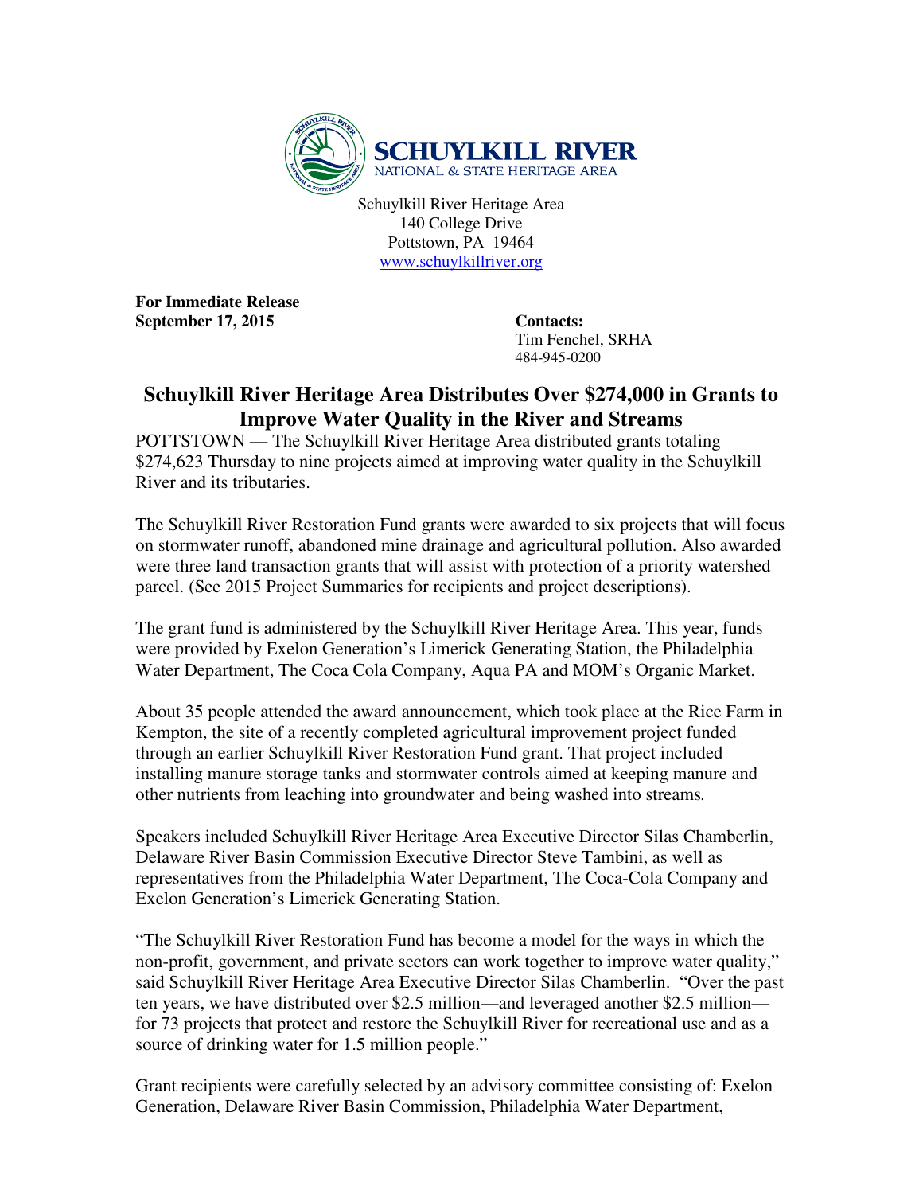**SCHUYLKILL RIVER**
NATIONAL & STATE HERITAGE AREA

Schuylkill River Heritage Area
140 College Drive
Pottstown, PA 19464
www.schuylkillriver.org

**For Immediate Release**
**September 17, 2015**

**Contacts:**
Tim Fenchel, SRHA
484-945-0200

# Schuylkill River Heritage Area Distributes Over $274,000 in Grants to Improve Water Quality in the River and Streams

POTTSTOWN — The Schuylkill River Heritage Area distributed grants totaling $274,623 Thursday to nine projects aimed at improving water quality in the Schuylkill River and its tributaries.

The Schuylkill River Restoration Fund grants were awarded to six projects that will focus on stormwater runoff, abandoned mine drainage and agricultural pollution. Also awarded were three land transaction grants that will assist with protection of a priority watershed parcel. (See 2015 Project Summaries for recipients and project descriptions).

The grant fund is administered by the Schuylkill River Heritage Area. This year, funds were provided by Exelon Generation's Limerick Generating Station, the Philadelphia Water Department, The Coca Cola Company, Aqua PA and MOM's Organic Market.

About 35 people attended the award announcement, which took place at the Rice Farm in Kempton, the site of a recently completed agricultural improvement project funded through an earlier Schuylkill River Restoration Fund grant. That project included installing manure storage tanks and stormwater controls aimed at keeping manure and other nutrients from leaching into groundwater and being washed into streams.

Speakers included Schuylkill River Heritage Area Executive Director Silas Chamberlin, Delaware River Basin Commission Executive Director Steve Tambini, as well as representatives from the Philadelphia Water Department, The Coca-Cola Company and Exelon Generation's Limerick Generating Station.

"The Schuylkill River Restoration Fund has become a model for the ways in which the non-profit, government, and private sectors can work together to improve water quality," said Schuylkill River Heritage Area Executive Director Silas Chamberlin. "Over the past ten years, we have distributed over $2.5 million—and leveraged another $2.5 million—for 73 projects that protect and restore the Schuylkill River for recreational use and as a source of drinking water for 1.5 million people."

Grant recipients were carefully selected by an advisory committee consisting of: Exelon Generation, Delaware River Basin Commission, Philadelphia Water Department,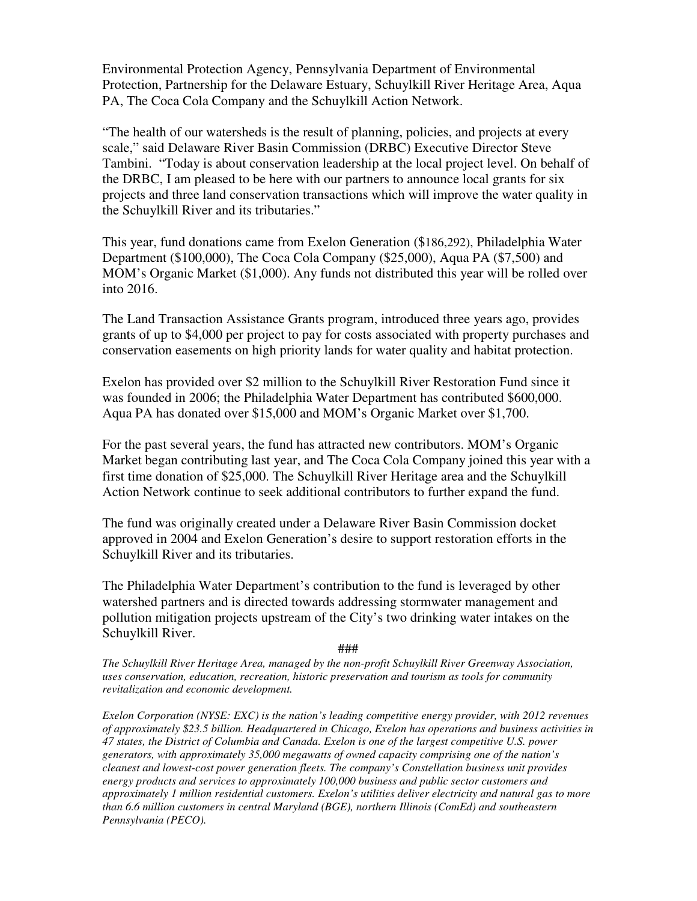Environmental Protection Agency, Pennsylvania Department of Environmental Protection, Partnership for the Delaware Estuary, Schuylkill River Heritage Area, Aqua PA, The Coca Cola Company and the Schuylkill Action Network.

“The health of our watersheds is the result of planning, policies, and projects at every scale,” said Delaware River Basin Commission (DRBC) Executive Director Steve Tambini. “Today is about conservation leadership at the local project level. On behalf of the DRBC, I am pleased to be here with our partners to announce local grants for six projects and three land conservation transactions which will improve the water quality in the Schuylkill River and its tributaries.”

This year, fund donations came from Exelon Generation ($186,292), Philadelphia Water Department ($100,000), The Coca Cola Company ($25,000), Aqua PA ($7,500) and MOM’s Organic Market ($1,000). Any funds not distributed this year will be rolled over into 2016.

The Land Transaction Assistance Grants program, introduced three years ago, provides grants of up to $4,000 per project to pay for costs associated with property purchases and conservation easements on high priority lands for water quality and habitat protection.

Exelon has provided over $2 million to the Schuylkill River Restoration Fund since it was founded in 2006; the Philadelphia Water Department has contributed $600,000. Aqua PA has donated over $15,000 and MOM’s Organic Market over $1,700.

For the past several years, the fund has attracted new contributors. MOM’s Organic Market began contributing last year, and The Coca Cola Company joined this year with a first time donation of $25,000. The Schuylkill River Heritage area and the Schuylkill Action Network continue to seek additional contributors to further expand the fund.

The fund was originally created under a Delaware River Basin Commission docket approved in 2004 and Exelon Generation’s desire to support restoration efforts in the Schuylkill River and its tributaries.

The Philadelphia Water Department’s contribution to the fund is leveraged by other watershed partners and is directed towards addressing stormwater management and pollution mitigation projects upstream of the City’s two drinking water intakes on the Schuylkill River.

###

*The Schuylkill River Heritage Area, managed by the non-profit Schuylkill River Greenway Association, uses conservation, education, recreation, historic preservation and tourism as tools for community revitalization and economic development.*

*Exelon Corporation (NYSE: EXC) is the nation’s leading competitive energy provider, with 2012 revenues of approximately $23.5 billion. Headquartered in Chicago, Exelon has operations and business activities in 47 states, the District of Columbia and Canada. Exelon is one of the largest competitive U.S. power generators, with approximately 35,000 megawatts of owned capacity comprising one of the nation’s cleanest and lowest-cost power generation fleets. The company’s Constellation business unit provides energy products and services to approximately 100,000 business and public sector customers and approximately 1 million residential customers. Exelon’s utilities deliver electricity and natural gas to more than 6.6 million customers in central Maryland (BGE), northern Illinois (ComEd) and southeastern Pennsylvania (PECO).*